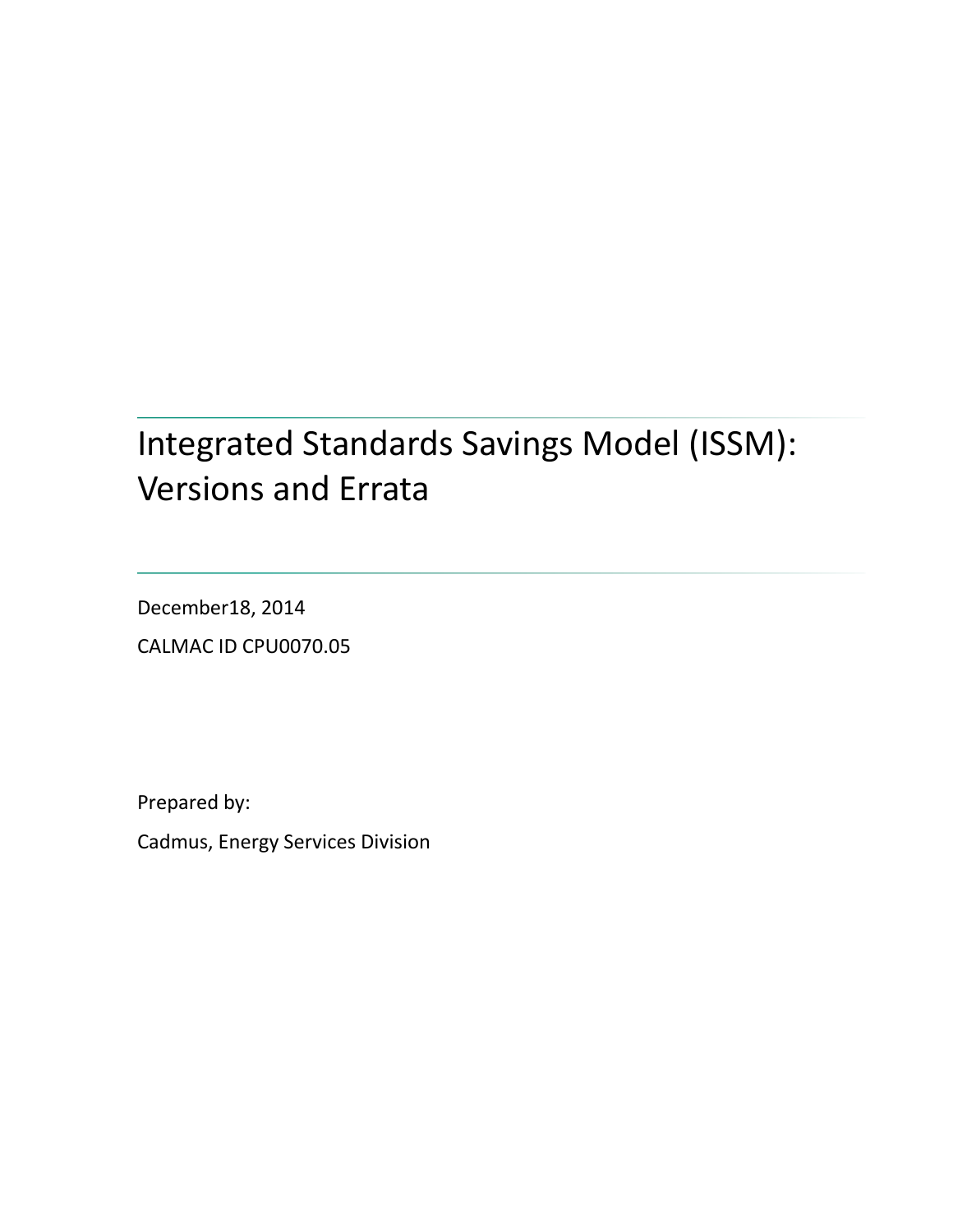# Integrated Standards Savings Model (ISSM): Versions and Errata

December18, 2014

CALMAC ID CPU0070.05

Prepared by:

Cadmus, Energy Services Division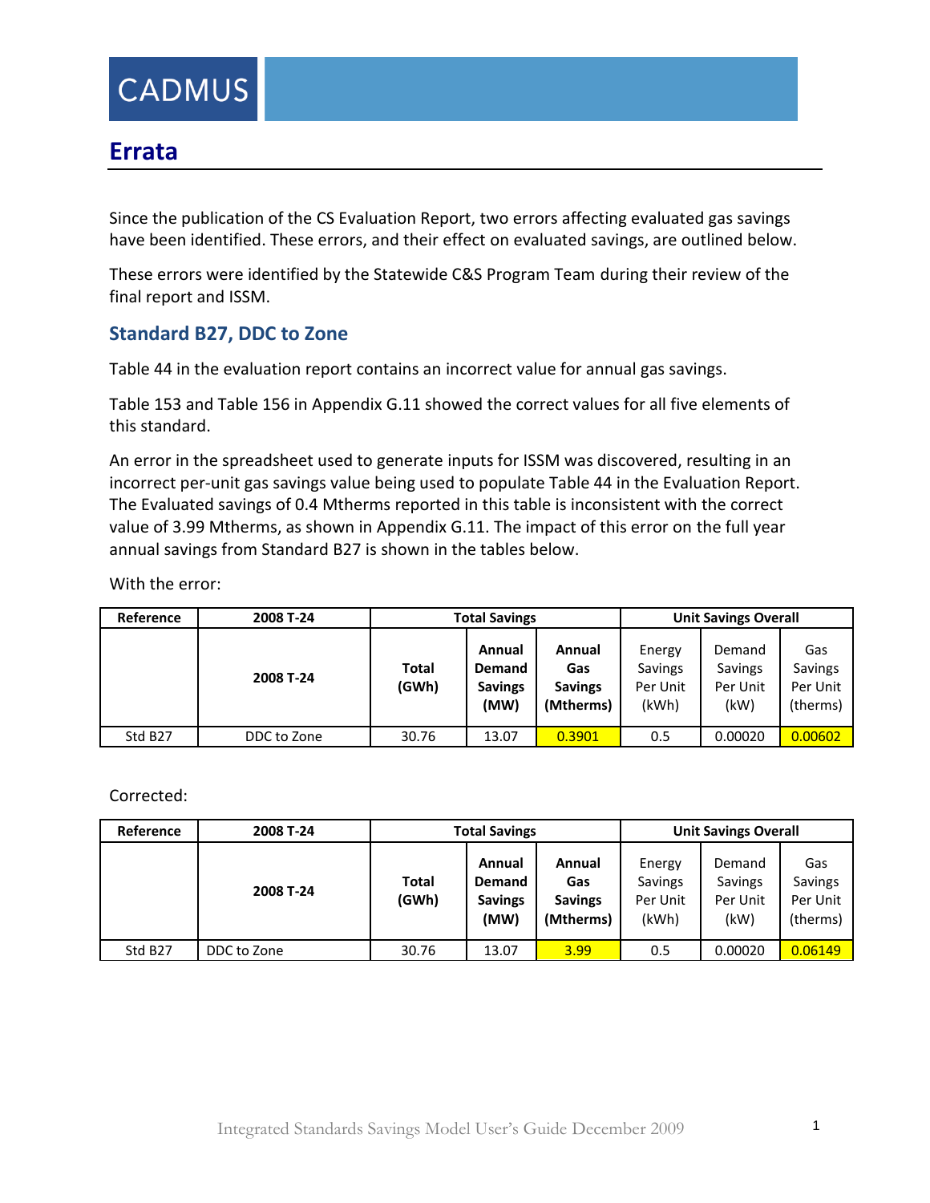# Errata

Since the publication of the CS Evaluation Report, two errors affecting evaluated gas savings have been identified. These errors, and their effect on evaluated savings, are outlined below.

These errors were identified by the Statewide C&S Program Team during their review of the final report and ISSM.

## Standard B27, DDC to Zone

Table 44 in the evaluation report contains an incorrect value for annual gas savings.

Table 153 and Table 156 in Appendix G.11 showed the correct values for all five elements of this standard.

An error in the spreadsheet used to generate inputs for ISSM was discovered, resulting in an incorrect per-unit gas savings value being used to populate Table 44 in the Evaluation Report. The Evaluated savings of 0.4 Mtherms reported in this table is inconsistent with the correct value of 3.99 Mtherms, as shown in Appendix G.11. The impact of this error on the full year annual savings from Standard B27 is shown in the tables below.

With the error:

| Reference | 2008 T-24 | Total Savings | | | Unit Savings Overall | | |
|---|---|---|---|---|---|---|---|
| | 2008 T-24 | Total (GWh) | Annual Demand Savings (MW) | Annual Gas Savings (Mtherms) | Energy Savings Per Unit (kWh) | Demand Savings Per Unit (kW) | Gas Savings Per Unit (therms) |
| Std B27 | DDC to Zone | 30.76 | 13.07 | 0.3901 | 0.5 | 0.00020 | 0.00602 |

Corrected:

| Reference | 2008 T-24 | Total Savings | | | Unit Savings Overall | | |
|---|---|---|---|---|---|---|---|
| | 2008 T-24 | Total (GWh) | Annual Demand Savings (MW) | Annual Gas Savings (Mtherms) | Energy Savings Per Unit (kWh) | Demand Savings Per Unit (kW) | Gas Savings Per Unit (therms) |
| Std B27 | DDC to Zone | 30.76 | 13.07 | 3.99 | 0.5 | 0.00020 | 0.06149 |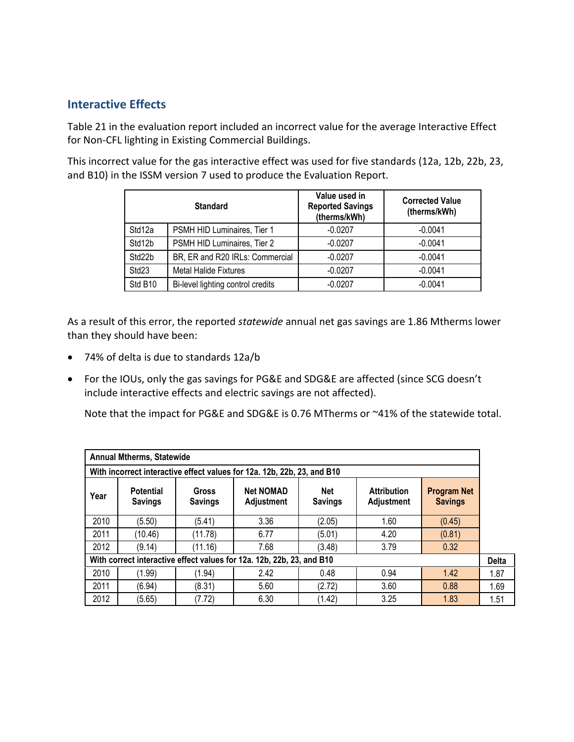## Interactive Effects

Table 21 in the evaluation report included an incorrect value for the average Interactive Effect for Non-CFL lighting in Existing Commercial Buildings.

This incorrect value for the gas interactive effect was used for five standards (12a, 12b, 22b, 23, and B10) in the ISSM version 7 used to produce the Evaluation Report.

| Standard | | Value used in Reported Savings (therms/kWh) | Corrected Value (therms/kWh) |
|---|---|---|---|
| Std12a | PSMH HID Luminaires, Tier 1 | -0.0207 | -0.0041 |
| Std12b | PSMH HID Luminaires, Tier 2 | -0.0207 | -0.0041 |
| Std22b | BR, ER and R20 IRLs: Commercial | -0.0207 | -0.0041 |
| Std23 | Metal Halide Fixtures | -0.0207 | -0.0041 |
| Std B10 | Bi-level lighting control credits | -0.0207 | -0.0041 |

As a result of this error, the reported *statewide* annual net gas savings are 1.86 Mtherms lower than they should have been:

- 74% of delta is due to standards 12a/b
- For the IOUs, only the gas savings for PG&E and SDG&E are affected (since SCG doesn't include interactive effects and electric savings are not affected).

  Note that the impact for PG&E and SDG&E is 0.76 MTherms or ~41% of the statewide total.

| Annual Mtherms, Statewide | | | | | | | |
|---|---|---|---|---|---|---|---|
| **With incorrect interactive effect values for 12a. 12b, 22b, 23, and B10** | | | | | | | |
| **Year** | **Potential Savings** | **Gross Savings** | **Net NOMAD Adjustment** | **Net Savings** | **Attribution Adjustment** | **Program Net Savings** | |
| 2010 | (5.50) | (5.41) | 3.36 | (2.05) | 1.60 | (0.45) | |
| 2011 | (10.46) | (11.78) | 6.77 | (5.01) | 4.20 | (0.81) | |
| 2012 | (9.14) | (11.16) | 7.68 | (3.48) | 3.79 | 0.32 | |
| **With correct interactive effect values for 12a, 12b, 22b, 23, and B10** | | | | | | | **Delta** |
| 2010 | (1.99) | (1.94) | 2.42 | 0.48 | 0.94 | 1.42 | 1.87 |
| 2011 | (6.94) | (8.31) | 5.60 | (2.72) | 3.60 | 0.88 | 1.69 |
| 2012 | (5.65) | (7.72) | 6.30 | (1.42) | 3.25 | 1.83 | 1.51 |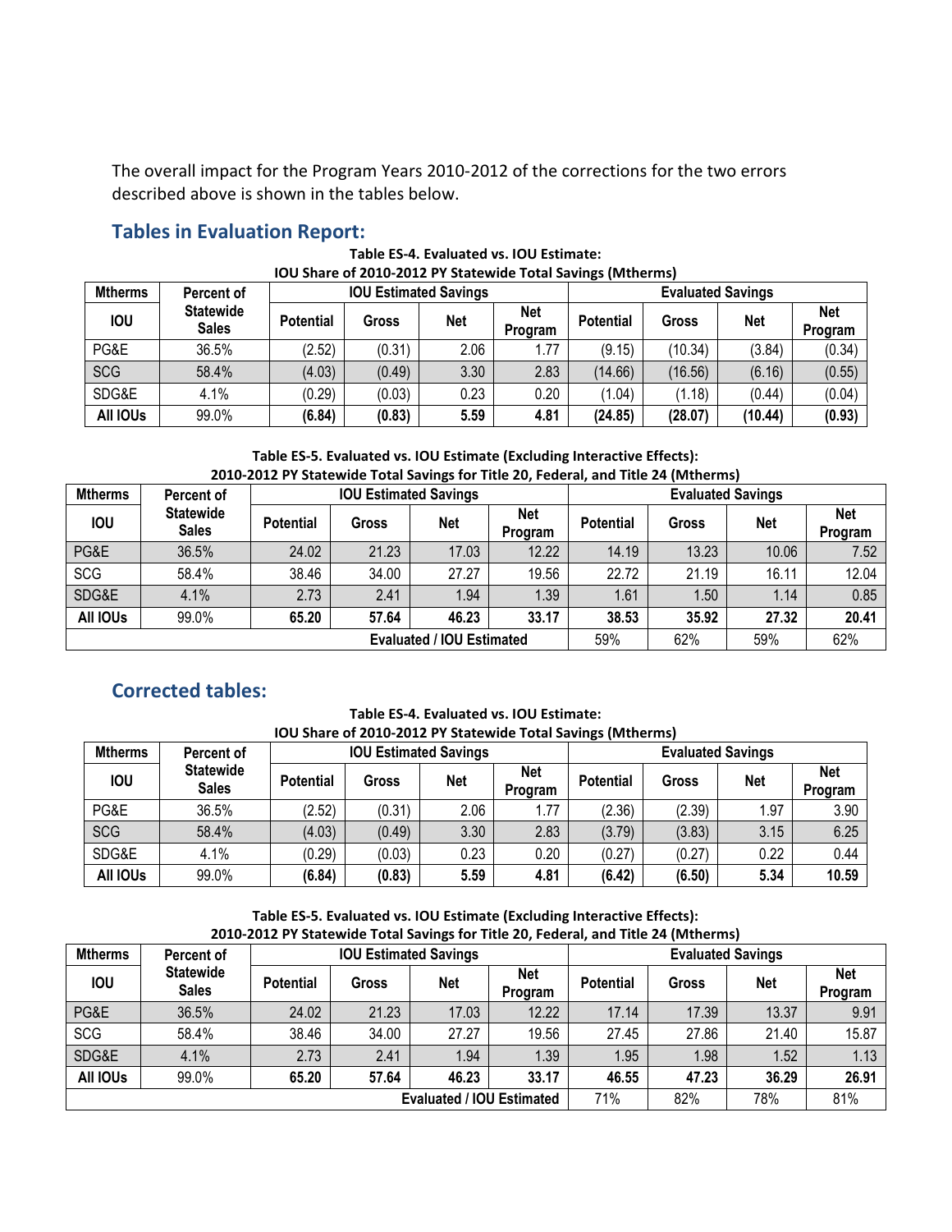The overall impact for the Program Years 2010-2012 of the corrections for the two errors described above is shown in the tables below.

## Tables in Evaluation Report:

**Table ES-4. Evaluated vs. IOU Estimate: IOU Share of 2010-2012 PY Statewide Total Savings (Mtherms)**

| Mtherms | Percent of | IOU Estimated Savings | | | | Evaluated Savings | | | |
|---|---|---|---|---|---|---|---|---|---|
| IOU | Statewide Sales | Potential | Gross | Net | Net Program | Potential | Gross | Net | Net Program |
| PG&E | 36.5% | (2.52) | (0.31) | 2.06 | 1.77 | (9.15) | (10.34) | (3.84) | (0.34) |
| SCG | 58.4% | (4.03) | (0.49) | 3.30 | 2.83 | (14.66) | (16.56) | (6.16) | (0.55) |
| SDG&E | 4.1% | (0.29) | (0.03) | 0.23 | 0.20 | (1.04) | (1.18) | (0.44) | (0.04) |
| **All IOUs** | 99.0% | **(6.84)** | **(0.83)** | **5.59** | **4.81** | **(24.85)** | **(28.07)** | **(10.44)** | **(0.93)** |

**Table ES-5. Evaluated vs. IOU Estimate (Excluding Interactive Effects): 2010-2012 PY Statewide Total Savings for Title 20, Federal, and Title 24 (Mtherms)**

| Mtherms | Percent of | IOU Estimated Savings | | | | Evaluated Savings | | | |
|---|---|---|---|---|---|---|---|---|---|
| IOU | Statewide Sales | Potential | Gross | Net | Net Program | Potential | Gross | Net | Net Program |
| PG&E | 36.5% | 24.02 | 21.23 | 17.03 | 12.22 | 14.19 | 13.23 | 10.06 | 7.52 |
| SCG | 58.4% | 38.46 | 34.00 | 27.27 | 19.56 | 22.72 | 21.19 | 16.11 | 12.04 |
| SDG&E | 4.1% | 2.73 | 2.41 | 1.94 | 1.39 | 1.61 | 1.50 | 1.14 | 0.85 |
| **All IOUs** | 99.0% | **65.20** | **57.64** | **46.23** | **33.17** | **38.53** | **35.92** | **27.32** | **20.41** |
| | | | | | **Evaluated / IOU Estimated** | 59% | 62% | 59% | 62% |

## Corrected tables:

**Table ES-4. Evaluated vs. IOU Estimate: IOU Share of 2010-2012 PY Statewide Total Savings (Mtherms)**

| Mtherms | Percent of | IOU Estimated Savings | | | | Evaluated Savings | | | |
|---|---|---|---|---|---|---|---|---|---|
| IOU | Statewide Sales | Potential | Gross | Net | Net Program | Potential | Gross | Net | Net Program |
| PG&E | 36.5% | (2.52) | (0.31) | 2.06 | 1.77 | (2.36) | (2.39) | 1.97 | 3.90 |
| SCG | 58.4% | (4.03) | (0.49) | 3.30 | 2.83 | (3.79) | (3.83) | 3.15 | 6.25 |
| SDG&E | 4.1% | (0.29) | (0.03) | 0.23 | 0.20 | (0.27) | (0.27) | 0.22 | 0.44 |
| **All IOUs** | 99.0% | **(6.84)** | **(0.83)** | **5.59** | **4.81** | **(6.42)** | **(6.50)** | **5.34** | **10.59** |

**Table ES-5. Evaluated vs. IOU Estimate (Excluding Interactive Effects): 2010-2012 PY Statewide Total Savings for Title 20, Federal, and Title 24 (Mtherms)**

| Mtherms | Percent of | IOU Estimated Savings | | | | Evaluated Savings | | | |
|---|---|---|---|---|---|---|---|---|---|
| IOU | Statewide Sales | Potential | Gross | Net | Net Program | Potential | Gross | Net | Net Program |
| PG&E | 36.5% | 24.02 | 21.23 | 17.03 | 12.22 | 17.14 | 17.39 | 13.37 | 9.91 |
| SCG | 58.4% | 38.46 | 34.00 | 27.27 | 19.56 | 27.45 | 27.86 | 21.40 | 15.87 |
| SDG&E | 4.1% | 2.73 | 2.41 | 1.94 | 1.39 | 1.95 | 1.98 | 1.52 | 1.13 |
| **All IOUs** | 99.0% | **65.20** | **57.64** | **46.23** | **33.17** | **46.55** | **47.23** | **36.29** | **26.91** |
| | | | | | **Evaluated / IOU Estimated** | 71% | 82% | 78% | 81% |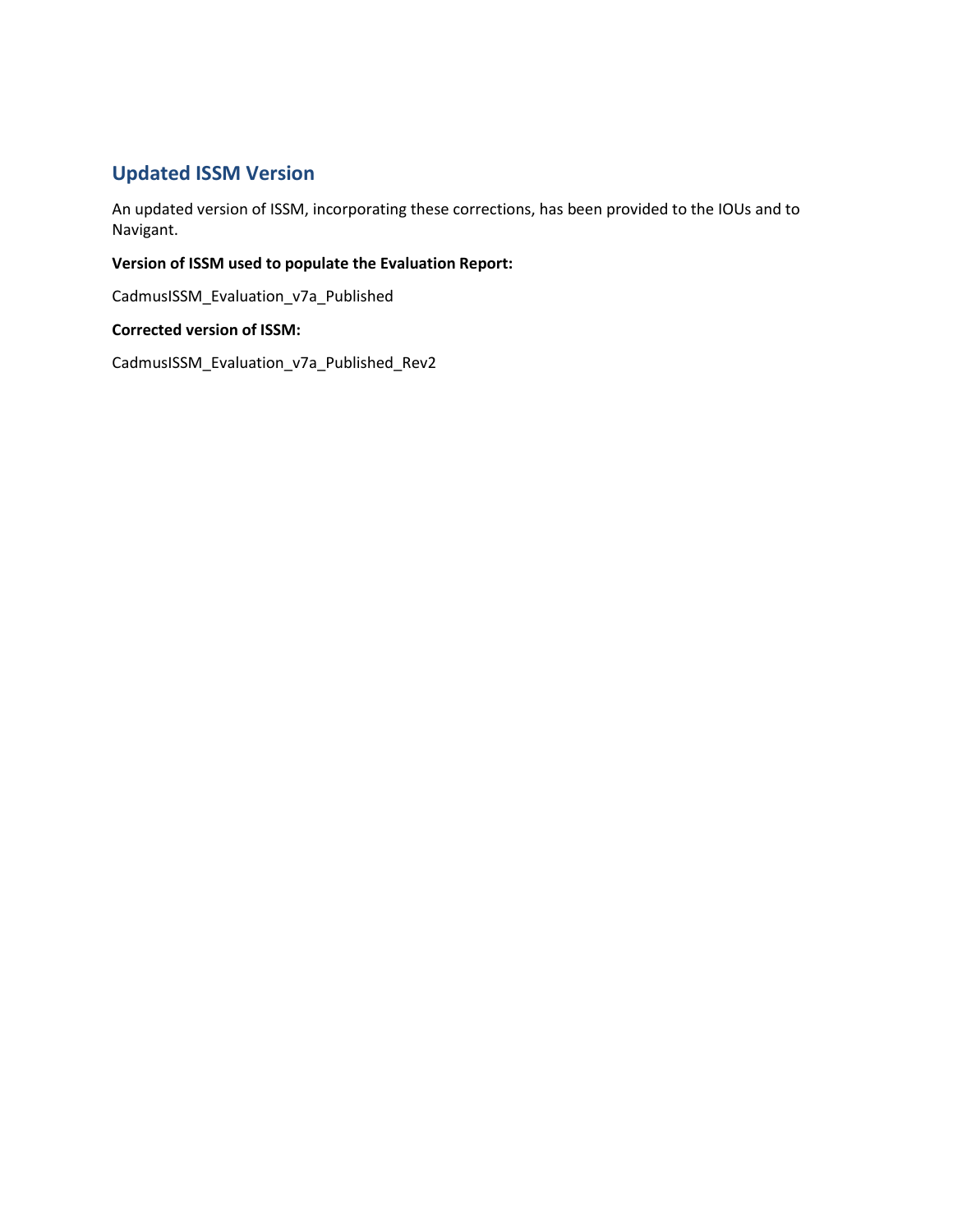## Updated ISSM Version

An updated version of ISSM, incorporating these corrections, has been provided to the IOUs and to Navigant.

**Version of ISSM used to populate the Evaluation Report:**

CadmusISSM_Evaluation_v7a_Published

**Corrected version of ISSM:**

CadmusISSM_Evaluation_v7a_Published_Rev2